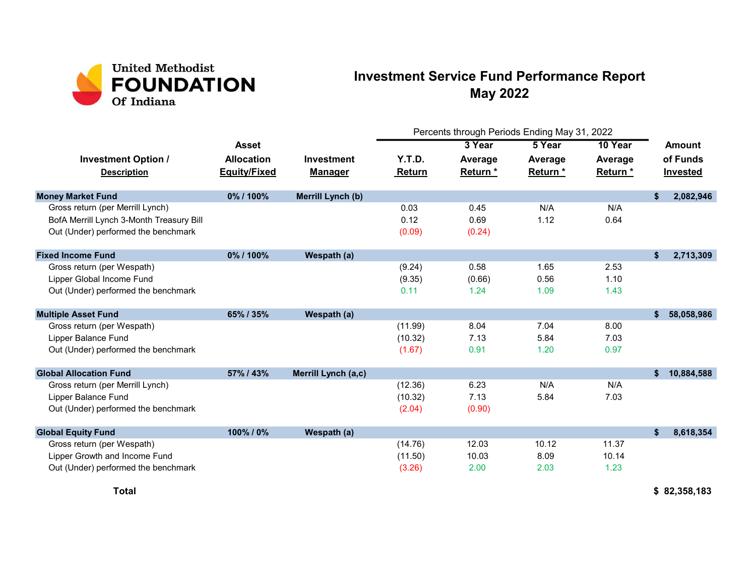United Methodist **FOUNDATION** Of Indiana

# Investment Service Fund Performance Report
## May 2022

| Investment Option / Description | Asset Allocation Equity/Fixed | Investment Manager | Y.T.D. Return | 3 Year Average Return * | 5 Year Average Return * | 10 Year Average Return * | Amount of Funds Invested |
|---|---|---|---|---|---|---|---|
| | | | Percents through Periods Ending May 31, 2022 | | | | |
| **Money Market Fund** | **0% / 100%** | **Merrill Lynch (b)** | | | | | **$ 2,082,946** |
| Gross return (per Merrill Lynch) | | | 0.03 | 0.45 | N/A | N/A | |
| BofA Merrill Lynch 3-Month Treasury Bill | | | 0.12 | 0.69 | 1.12 | 0.64 | |
| Out (Under) performed the benchmark | | | (0.09) | (0.24) | | | |
| **Fixed Income Fund** | **0% / 100%** | **Wespath (a)** | | | | | **$ 2,713,309** |
| Gross return (per Wespath) | | | (9.24) | 0.58 | 1.65 | 2.53 | |
| Lipper Global Income Fund | | | (9.35) | (0.66) | 0.56 | 1.10 | |
| Out (Under) performed the benchmark | | | 0.11 | 1.24 | 1.09 | 1.43 | |
| **Multiple Asset Fund** | **65% / 35%** | **Wespath (a)** | | | | | **$ 58,058,986** |
| Gross return (per Wespath) | | | (11.99) | 8.04 | 7.04 | 8.00 | |
| Lipper Balance Fund | | | (10.32) | 7.13 | 5.84 | 7.03 | |
| Out (Under) performed the benchmark | | | (1.67) | 0.91 | 1.20 | 0.97 | |
| **Global Allocation Fund** | **57% / 43%** | **Merrill Lynch (a,c)** | | | | | **$ 10,884,588** |
| Gross return (per Merrill Lynch) | | | (12.36) | 6.23 | N/A | N/A | |
| Lipper Balance Fund | | | (10.32) | 7.13 | 5.84 | 7.03 | |
| Out (Under) performed the benchmark | | | (2.04) | (0.90) | | | |
| **Global Equity Fund** | **100% / 0%** | **Wespath (a)** | | | | | **$ 8,618,354** |
| Gross return (per Wespath) | | | (14.76) | 12.03 | 10.12 | 11.37 | |
| Lipper Growth and Income Fund | | | (11.50) | 10.03 | 8.09 | 10.14 | |
| Out (Under) performed the benchmark | | | (3.26) | 2.00 | 2.03 | 1.23 | |
| **Total** | | | | | | | **$ 82,358,183** |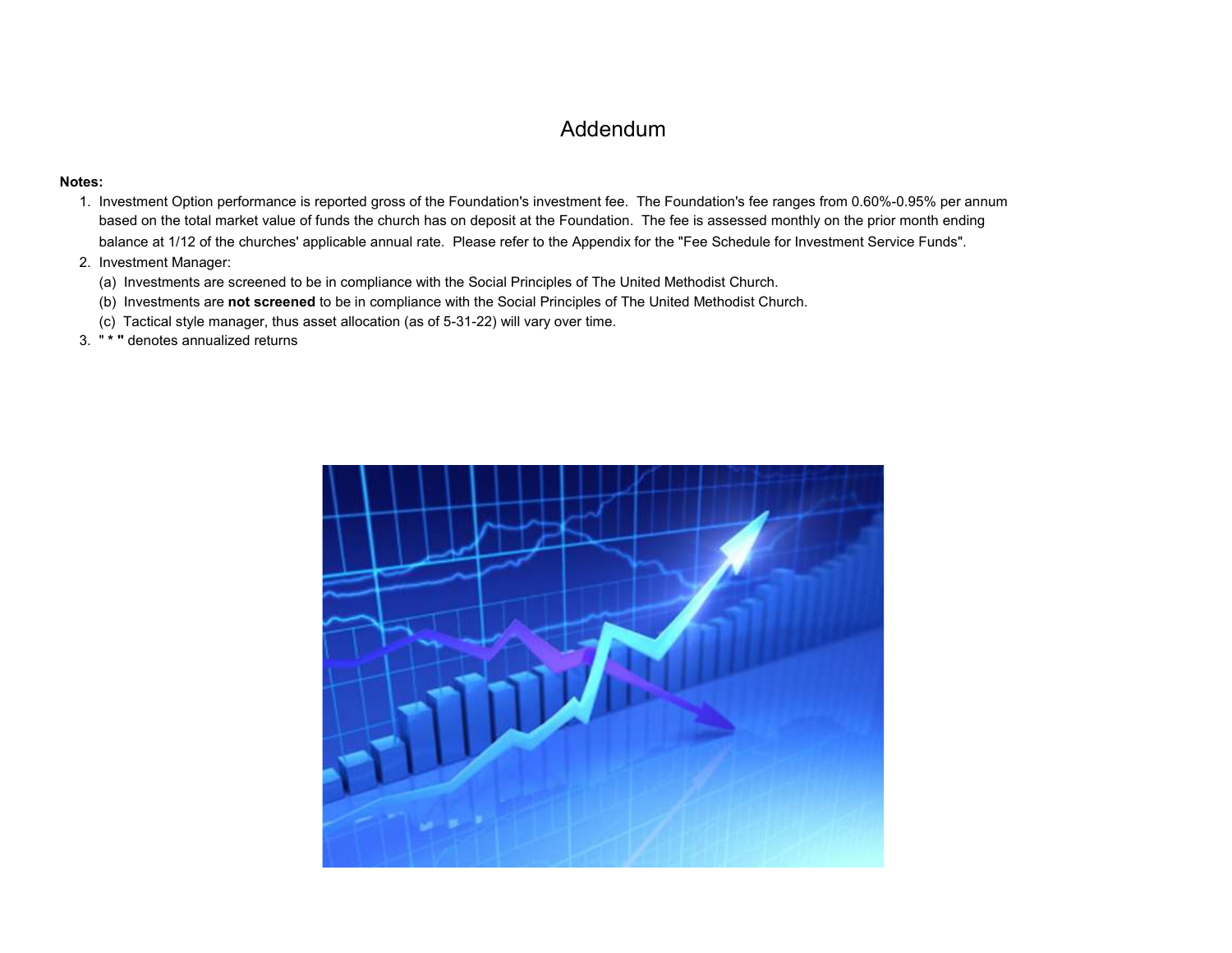# Addendum

**Notes:**

1. Investment Option performance is reported gross of the Foundation's investment fee. The Foundation's fee ranges from 0.60%-0.95% per annum based on the total market value of funds the church has on deposit at the Foundation. The fee is assessed monthly on the prior month ending balance at 1/12 of the churches' applicable annual rate. Please refer to the Appendix for the "Fee Schedule for Investment Service Funds".
2. Investment Manager:
   (a) Investments are screened to be in compliance with the Social Principles of The United Methodist Church.
   (b) Investments are **not screened** to be in compliance with the Social Principles of The United Methodist Church.
   (c) Tactical style manager, thus asset allocation (as of 5-31-22) will vary over time.
3. "**\***" denotes annualized returns